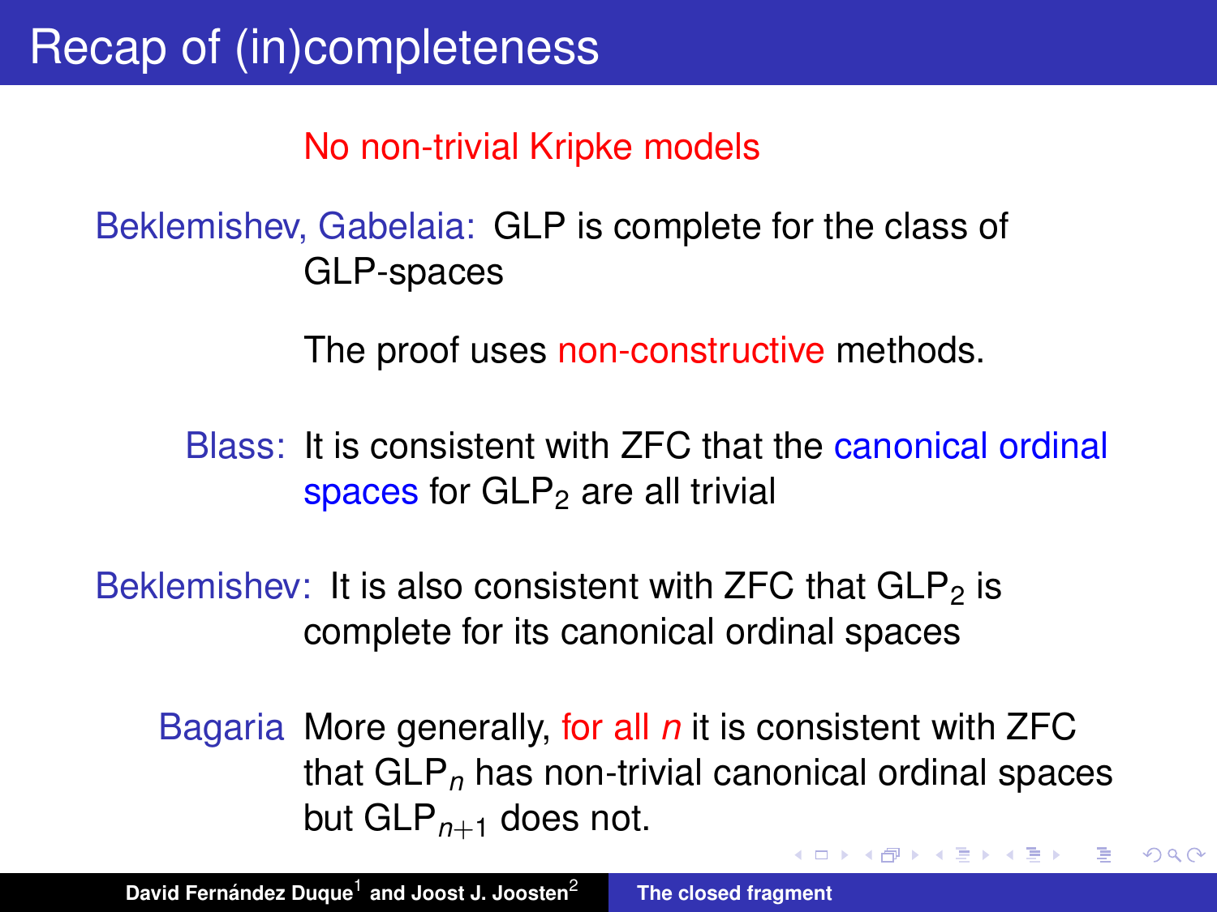# Recap of (in)completeness

No non-trivial Kripke models

**Beklemishev, Gabelaia:** GLP is complete for the class of GLP-spaces

The proof uses non-constructive methods.

**Blass:** It is consistent with ZFC that the canonical ordinal spaces for $GLP_2$ are all trivial

**Beklemishev:** It is also consistent with ZFC that $GLP_2$ is complete for its canonical ordinal spaces

**Bagaria** More generally, for all $n$ it is consistent with ZFC that $GLP_n$ has non-trivial canonical ordinal spaces but $GLP_{n+1}$ does not.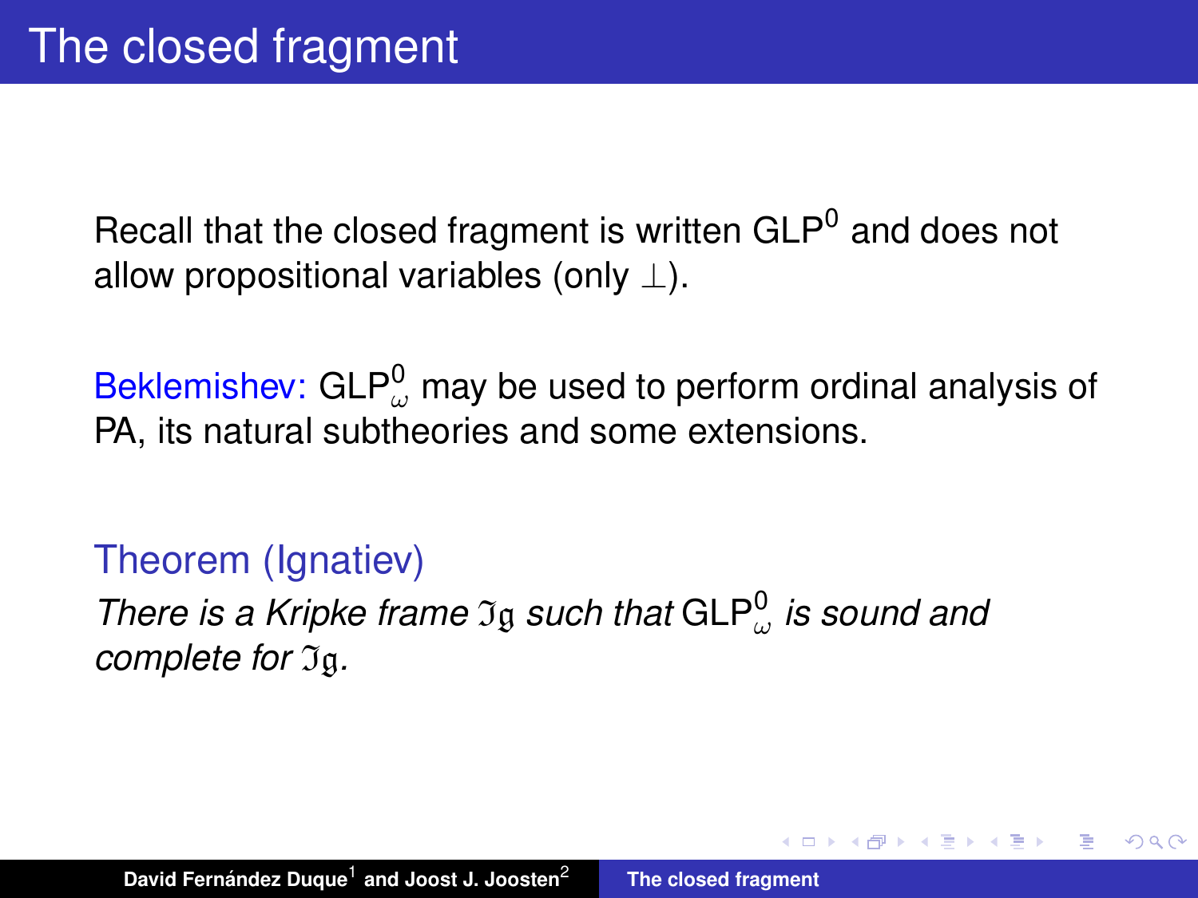# The closed fragment

Recall that the closed fragment is written $\mathsf{GLP}^0$ and does not allow propositional variables (only $\bot$).

Beklemishev: $\mathsf{GLP}^0_\omega$ may be used to perform ordinal analysis of PA, its natural subtheories and some extensions.

**Theorem (Ignatiev)**

*There is a Kripke frame $\mathfrak{Ig}$ such that $\mathsf{GLP}^0_\omega$ is sound and complete for $\mathfrak{Ig}$.*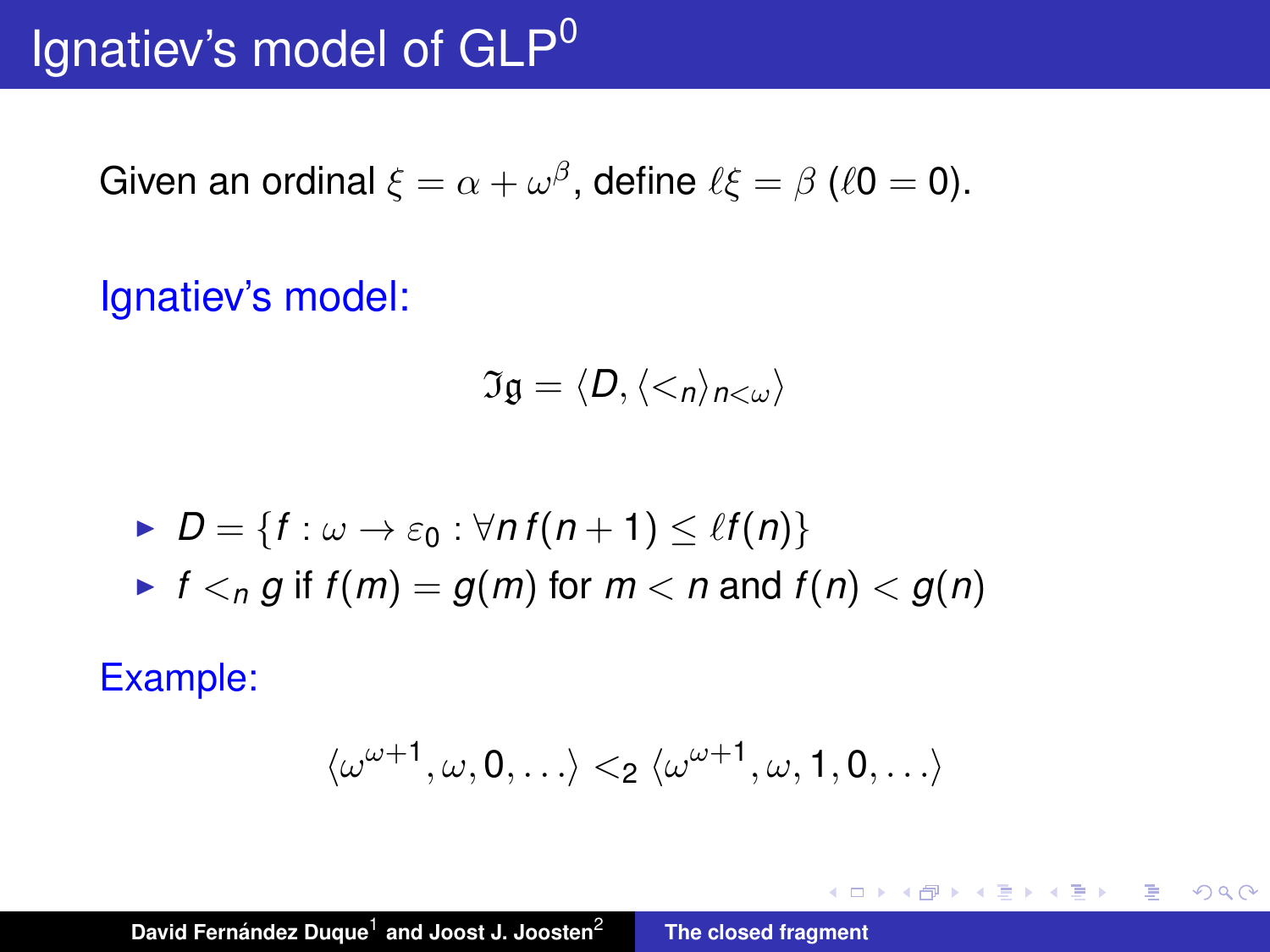# Ignatiev's model of $\mathsf{GLP}^0$

Given an ordinal $\xi = \alpha + \omega^\beta$, define $\ell\xi = \beta$ ($\ell 0 = 0$).

Ignatiev's model:

$$\mathfrak{Ig} = \langle D, \langle <_n \rangle_{n<\omega} \rangle$$

- $D = \{f : \omega \to \varepsilon_0 : \forall n\, f(n+1) \leq \ell f(n)\}$
- $f <_n g$ if $f(m) = g(m)$ for $m < n$ and $f(n) < g(n)$

Example:

$$\langle \omega^{\omega+1}, \omega, 0, \ldots \rangle <_2 \langle \omega^{\omega+1}, \omega, 1, 0, \ldots \rangle$$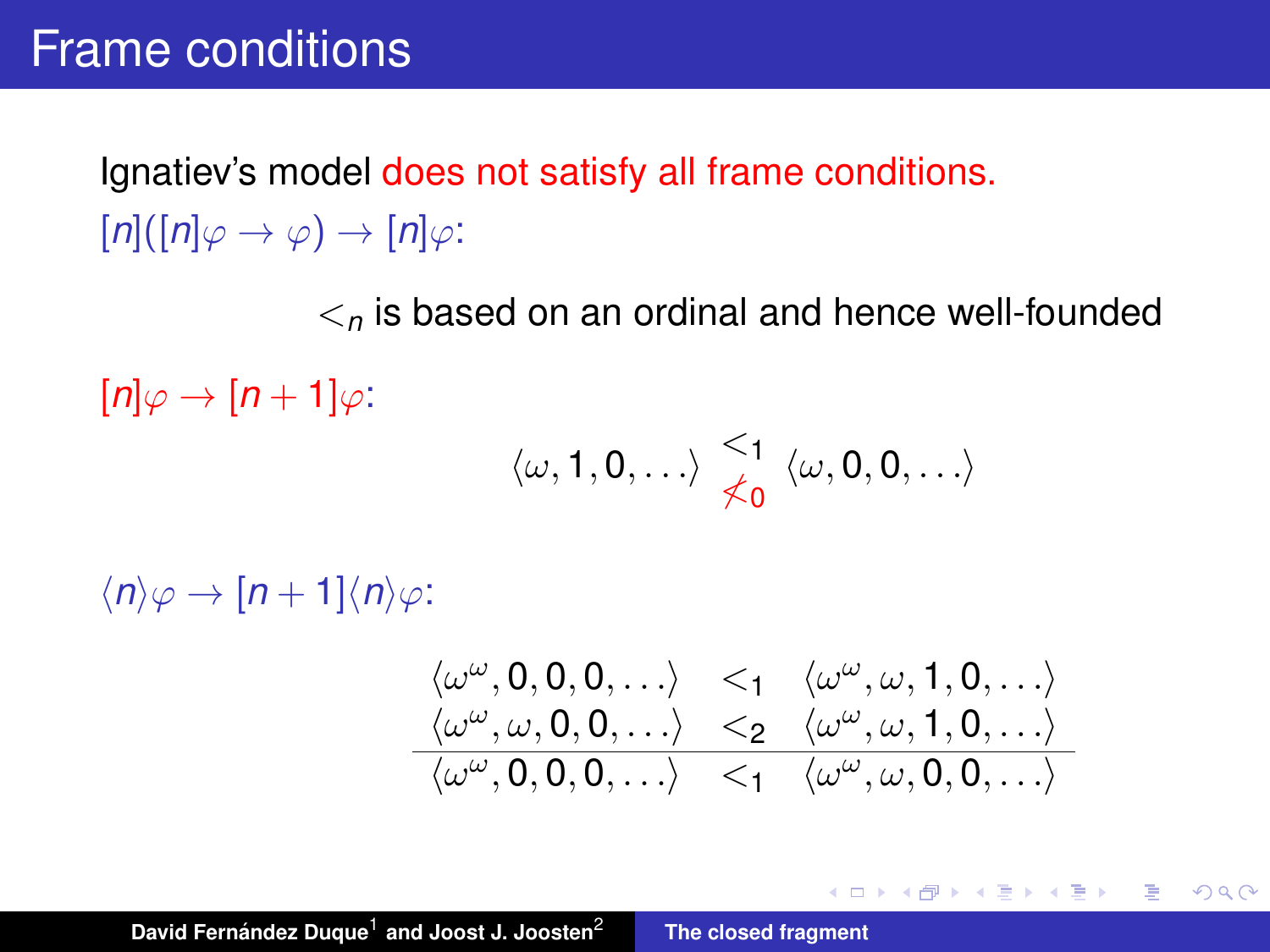# Frame conditions

Ignatiev's model does not satisfy all frame conditions.

$[n]([n]\varphi \to \varphi) \to [n]\varphi$:

$<_n$ is based on an ordinal and hence well-founded

$[n]\varphi \to [n+1]\varphi$:

$$\langle \omega, 1, 0, \ldots \rangle \underset{\not<_0}{<_1} \langle \omega, 0, 0, \ldots \rangle$$

$\langle n \rangle \varphi \to [n+1]\langle n \rangle \varphi$:

$$\begin{array}{ccc} \langle \omega^\omega, 0, 0, 0, \ldots \rangle & <_1 & \langle \omega^\omega, \omega, 1, 0, \ldots \rangle \\ \langle \omega^\omega, \omega, 0, 0, \ldots \rangle & <_2 & \langle \omega^\omega, \omega, 1, 0, \ldots \rangle \\ \hline \langle \omega^\omega, 0, 0, 0, \ldots \rangle & <_1 & \langle \omega^\omega, \omega, 0, 0, \ldots \rangle \end{array}$$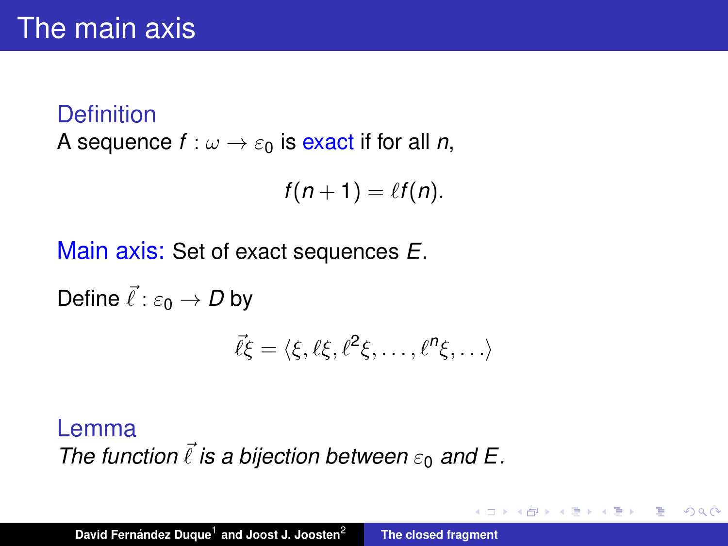# The main axis

**Definition**

A sequence $f : \omega \to \varepsilon_0$ is exact if for all $n$,

$$f(n+1) = \ell f(n).$$

**Main axis:** Set of exact sequences $E$.

Define $\vec{\ell} : \varepsilon_0 \to D$ by

$$\vec{\ell}\xi = \langle \xi, \ell\xi, \ell^2\xi, \ldots, \ell^n\xi, \ldots \rangle$$

**Lemma**

*The function $\vec{\ell}$ is a bijection between $\varepsilon_0$ and $E$.*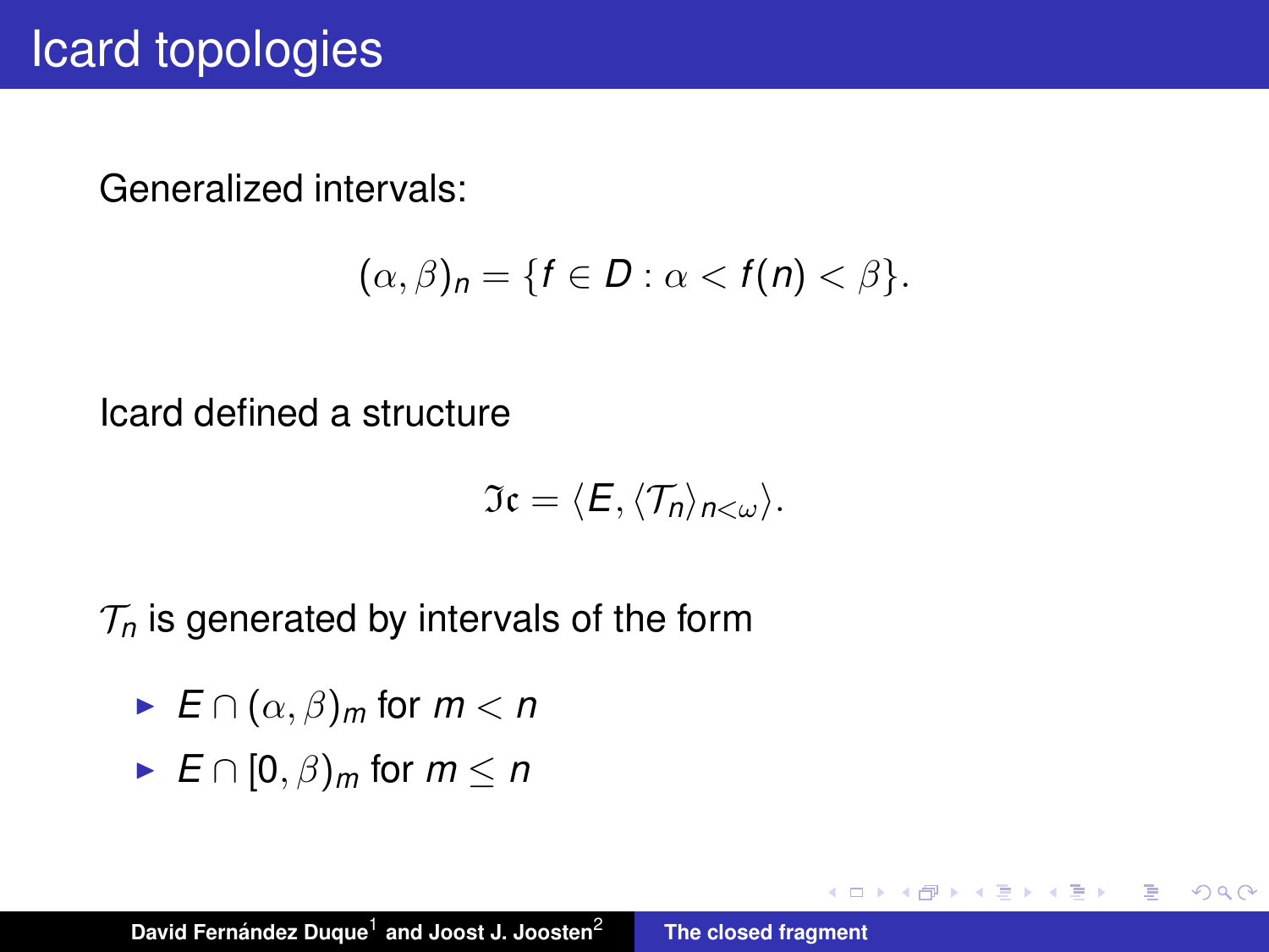# Icard topologies

Generalized intervals:

$$(\alpha, \beta)_n = \{f \in D : \alpha < f(n) < \beta\}.$$

Icard defined a structure

$$\mathfrak{Ic} = \langle E, \langle \mathcal{T}_n \rangle_{n<\omega} \rangle.$$

$\mathcal{T}_n$ is generated by intervals of the form

- $E \cap (\alpha, \beta)_m$ for $m < n$
- $E \cap [0, \beta)_m$ for $m \leq n$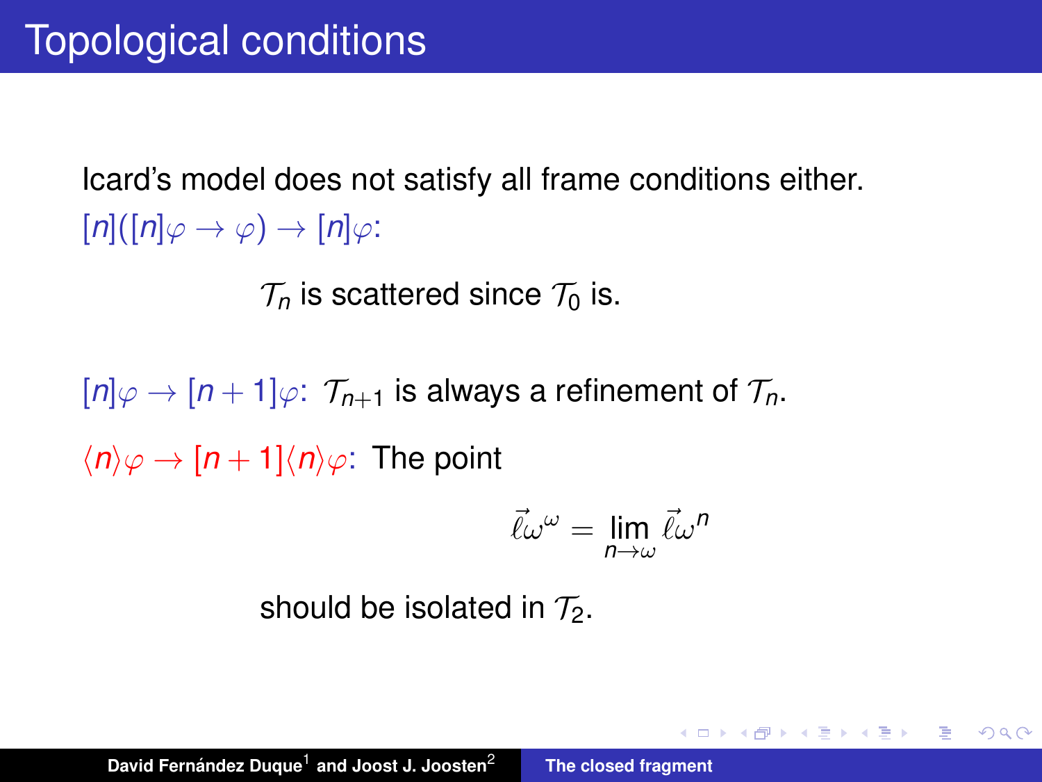# Topological conditions

Icard's model does not satisfy all frame conditions either.

$[n]([n]\varphi \to \varphi) \to [n]\varphi$:

$\mathcal{T}_n$ is scattered since $\mathcal{T}_0$ is.

$[n]\varphi \to [n+1]\varphi$: $\mathcal{T}_{n+1}$ is always a refinement of $\mathcal{T}_n$.

$\langle n \rangle \varphi \to [n+1]\langle n \rangle \varphi$: The point

$$\vec{\ell}\omega^{\omega} = \lim_{n \to \omega} \vec{\ell}\omega^{n}$$

should be isolated in $\mathcal{T}_2$.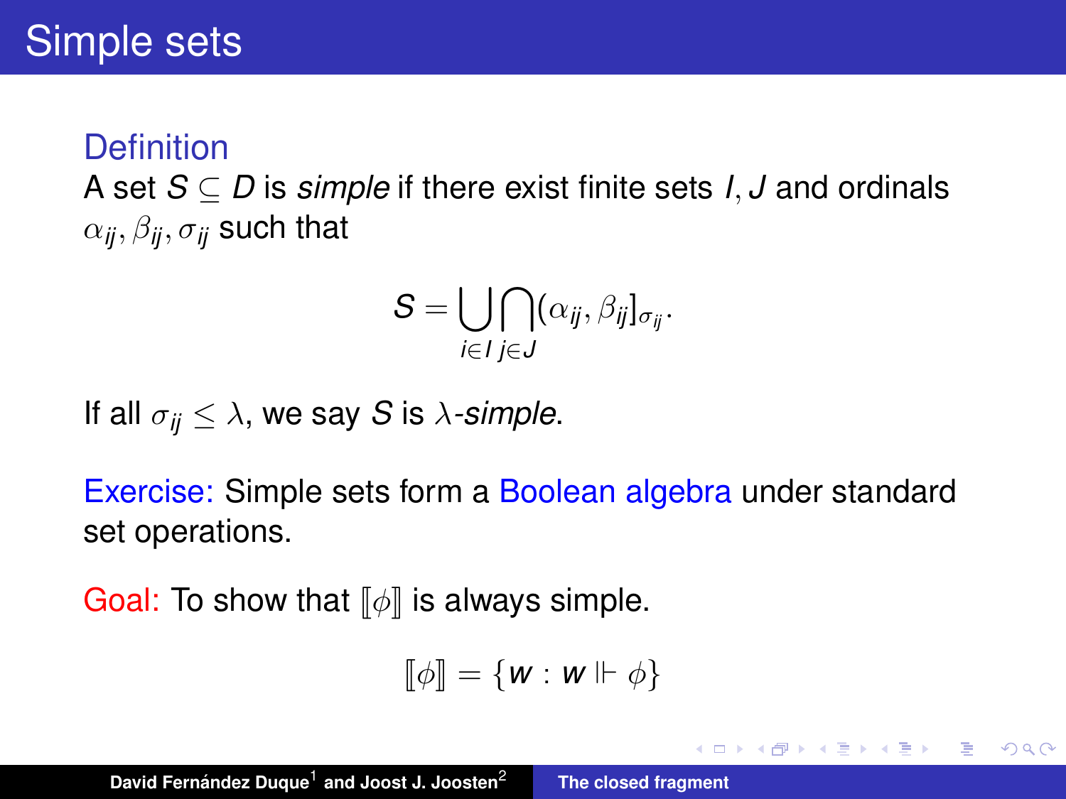# Simple sets

**Definition**

A set $S \subseteq D$ is *simple* if there exist finite sets $I, J$ and ordinals $\alpha_{ij}, \beta_{ij}, \sigma_{ij}$ such that

$$S = \bigcup_{i \in I} \bigcap_{j \in J} (\alpha_{ij}, \beta_{ij}]_{\sigma_{ij}}.$$

If all $\sigma_{ij} \leq \lambda$, we say $S$ is $\lambda$-*simple*.

Exercise: Simple sets form a Boolean algebra under standard set operations.

Goal: To show that $[\![\phi]\!]$ is always simple.

$$[\![\phi]\!] = \{w : w \Vdash \phi\}$$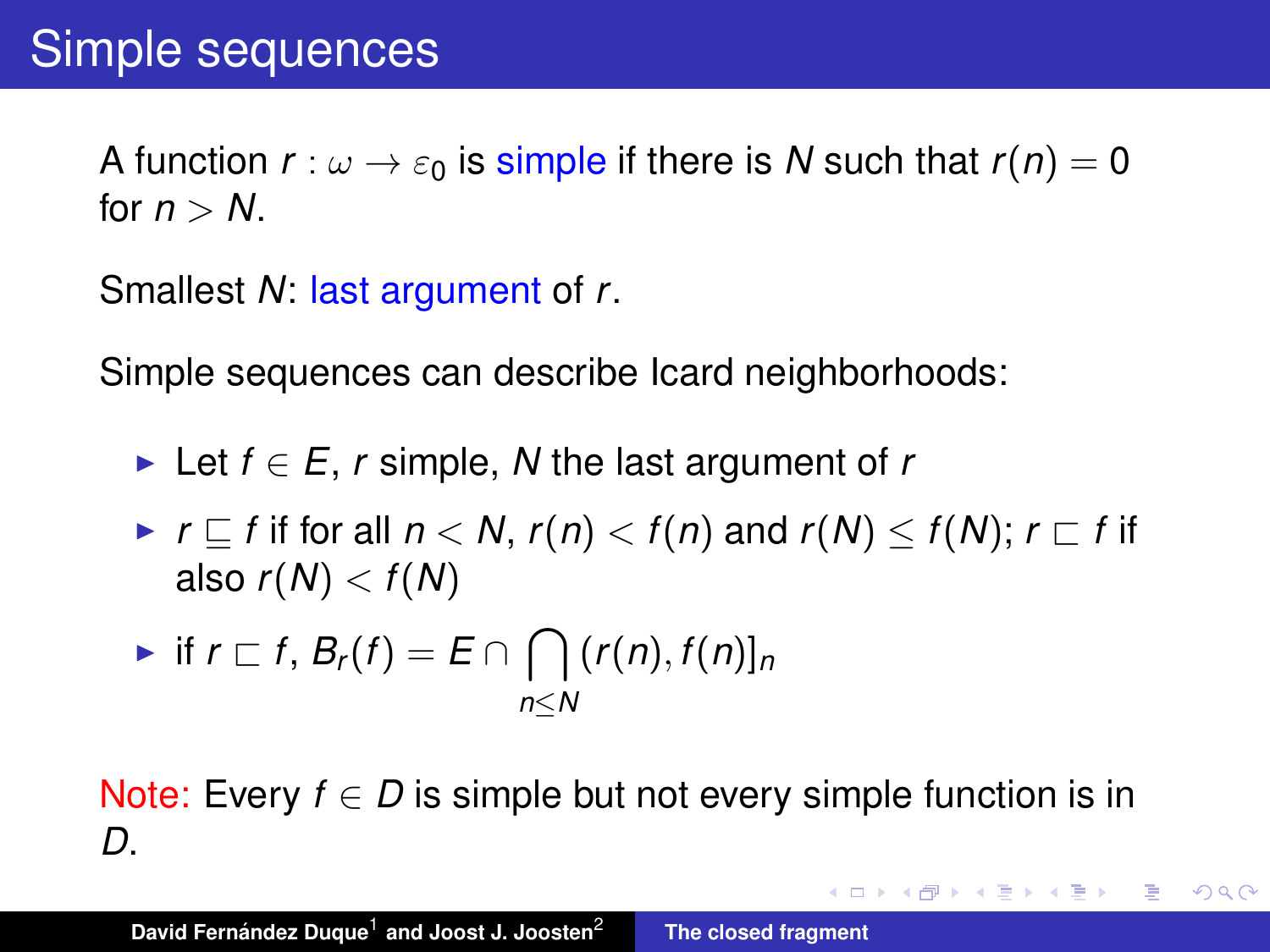# Simple sequences

A function $r : \omega \to \varepsilon_0$ is simple if there is $N$ such that $r(n) = 0$ for $n > N$.

Smallest $N$: last argument of $r$.

Simple sequences can describe Icard neighborhoods:

- Let $f \in E$, $r$ simple, $N$ the last argument of $r$
- $r \sqsubseteq f$ if for all $n < N$, $r(n) < f(n)$ and $r(N) \leq f(N)$; $r \sqsubset f$ if also $r(N) < f(N)$
- if $r \sqsubset f$, $B_r(f) = E \cap \bigcap_{n \leq N} (r(n), f(n)]_n$

Note: Every $f \in D$ is simple but not every simple function is in $D$.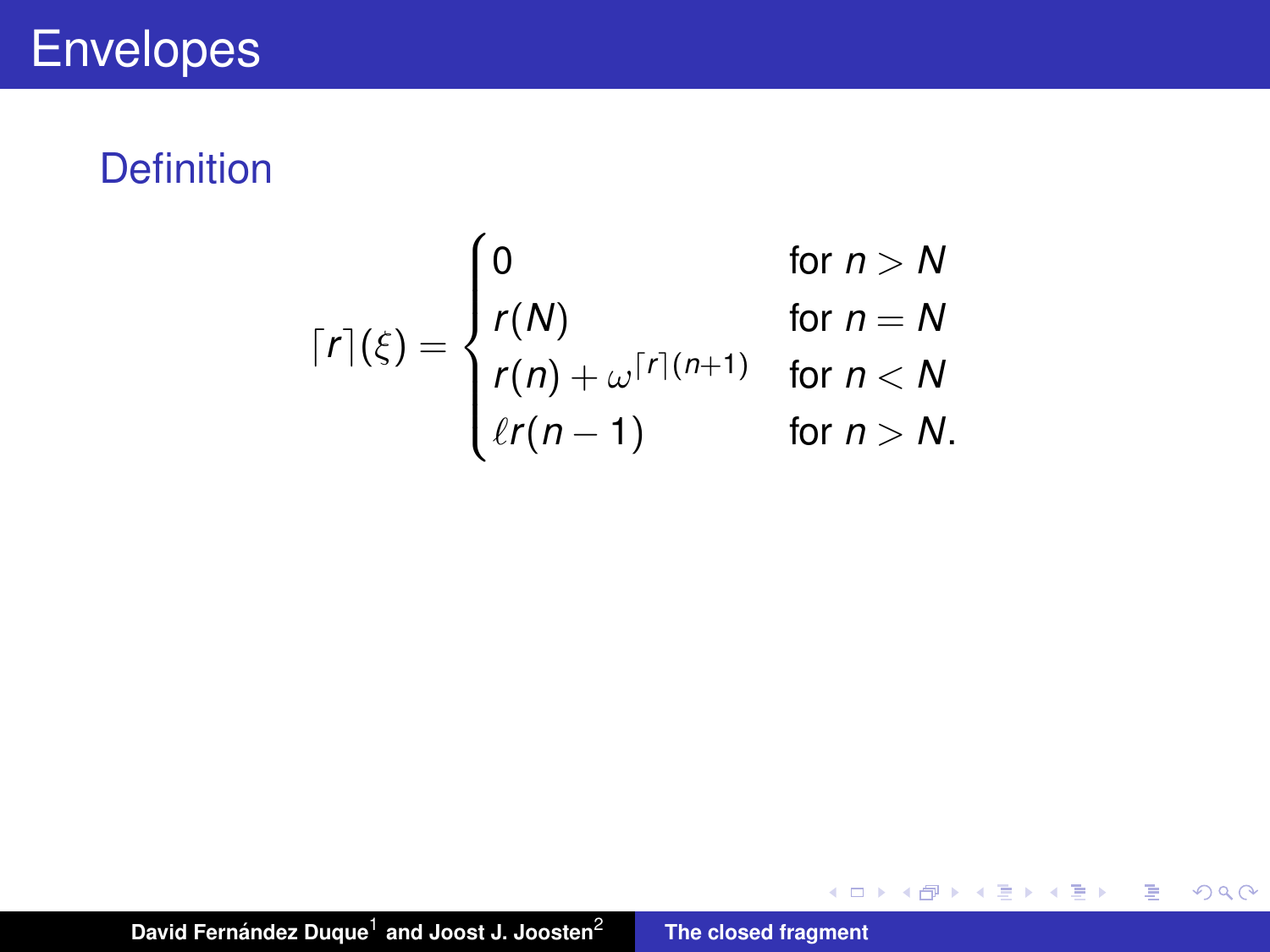# Envelopes

## Definition

$$
\lceil r \rceil(\xi) = \begin{cases} 0 & \text{for } n > N \\ r(N) & \text{for } n = N \\ r(n) + \omega^{\lceil r \rceil (n+1)} & \text{for } n < N \\ \ell r(n-1) & \text{for } n > N. \end{cases}
$$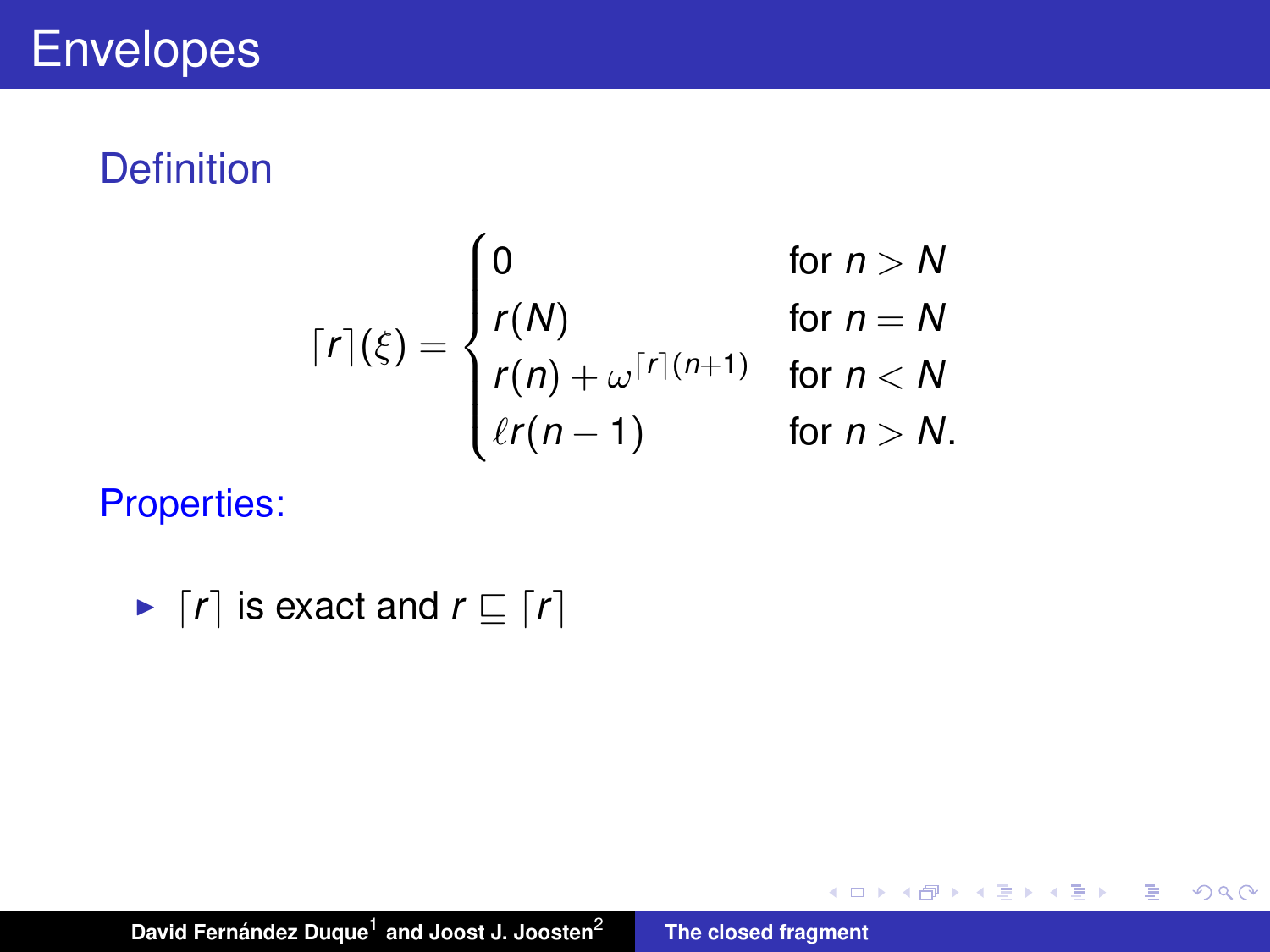# Envelopes

## Definition

$$
\lceil r \rceil(\xi) = \begin{cases} 0 & \text{for } n > N \\ r(N) & \text{for } n = N \\ r(n) + \omega^{\lceil r \rceil (n+1)} & \text{for } n < N \\ \ell r(n-1) & \text{for } n > N. \end{cases}
$$

Properties:

- $\lceil r \rceil$ is exact and $r \sqsubseteq \lceil r \rceil$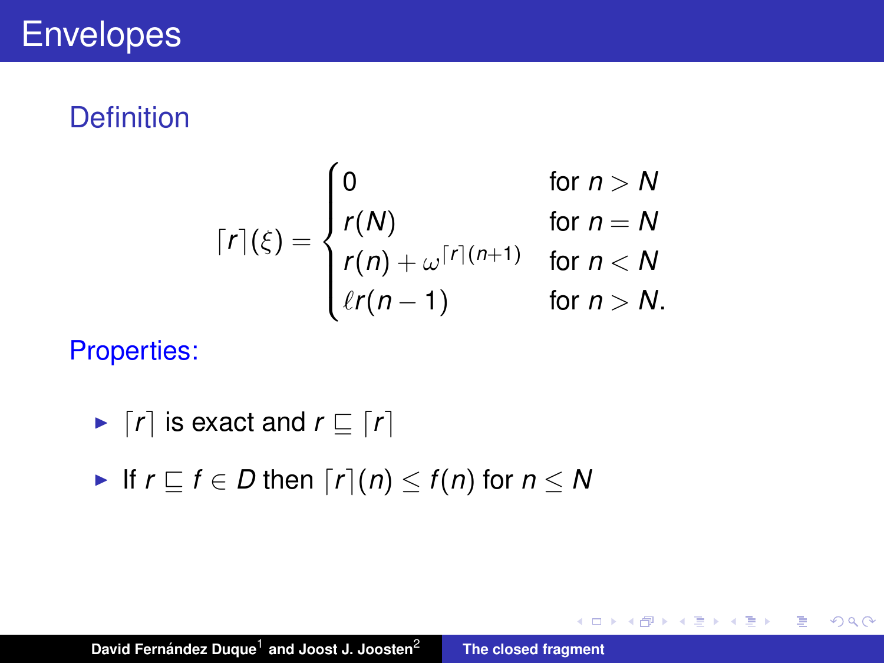# Envelopes

## Definition

$$
\lceil r \rceil(\xi) = \begin{cases} 0 & \text{for } n > N \\ r(N) & \text{for } n = N \\ r(n) + \omega^{\lceil r \rceil(n+1)} & \text{for } n < N \\ \ell r(n-1) & \text{for } n > N. \end{cases}
$$

**Properties:**

- $\lceil r \rceil$ is exact and $r \sqsubseteq \lceil r \rceil$
- If $r \sqsubseteq f \in D$ then $\lceil r \rceil(n) \leq f(n)$ for $n \leq N$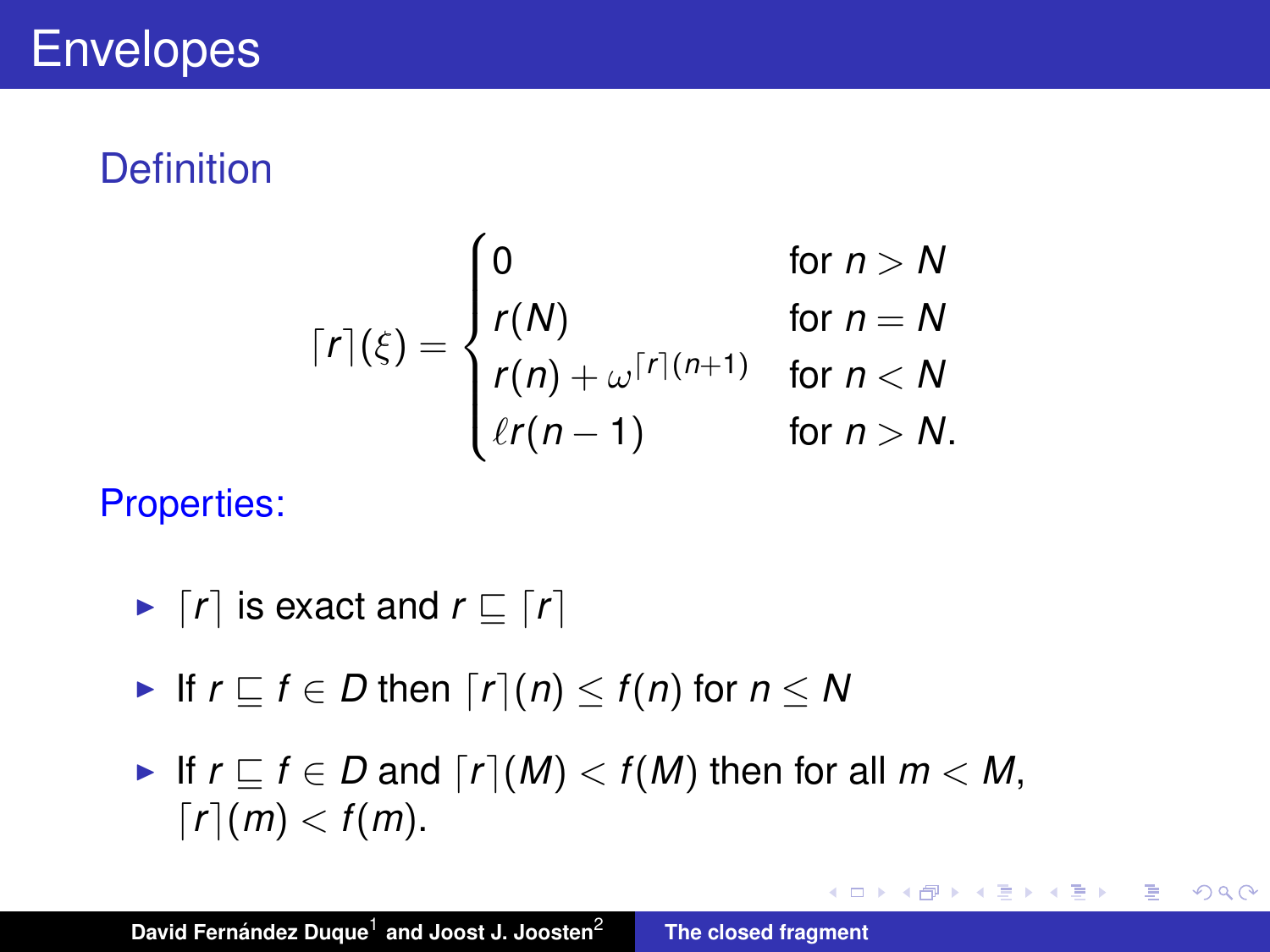# Envelopes

## Definition

$$\lceil r \rceil(\xi) = \begin{cases} 0 & \text{for } n > N \\ r(N) & \text{for } n = N \\ r(n) + \omega^{\lceil r \rceil(n+1)} & \text{for } n < N \\ \ell r(n-1) & \text{for } n > N. \end{cases}$$

## Properties:

- $\lceil r \rceil$ is exact and $r \sqsubseteq \lceil r \rceil$
- If $r \sqsubseteq f \in D$ then $\lceil r \rceil(n) \leq f(n)$ for $n \leq N$
- If $r \sqsubseteq f \in D$ and $\lceil r \rceil(M) < f(M)$ then for all $m < M$, $\lceil r \rceil(m) < f(m)$.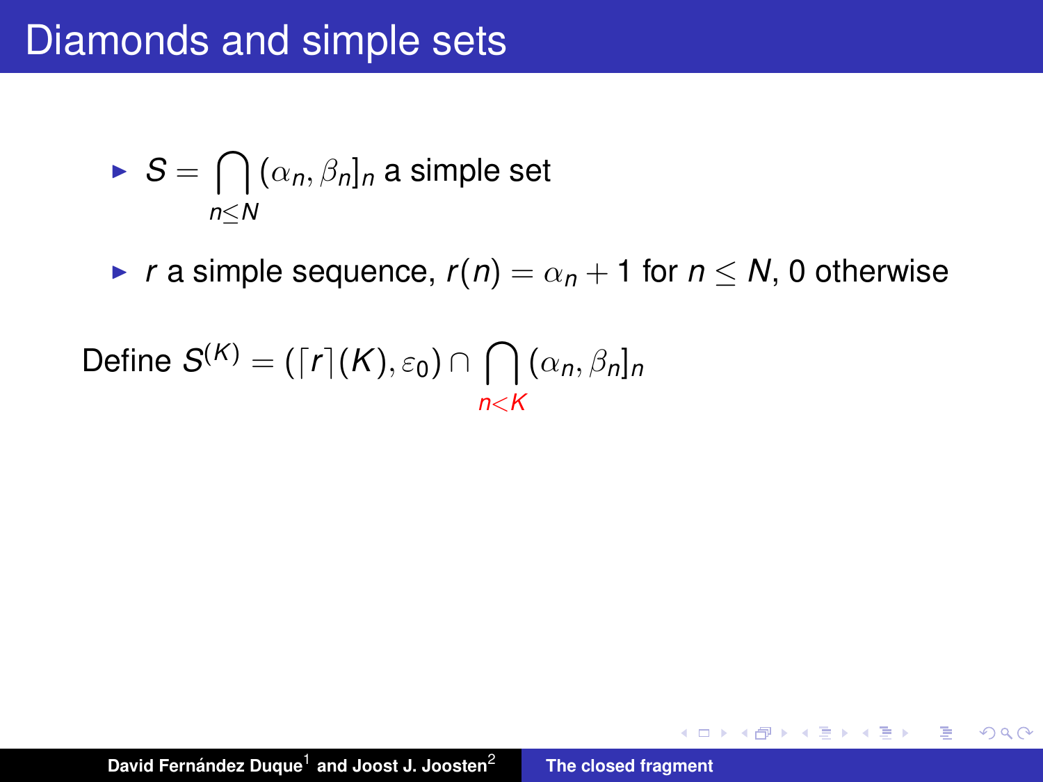# Diamonds and simple sets

- $S = \bigcap_{n \leq N} (\alpha_n, \beta_n]_n$ a simple set
- $r$ a simple sequence, $r(n) = \alpha_n + 1$ for $n \leq N$, 0 otherwise

Define $S^{(K)} = (\lceil r \rceil(K), \varepsilon_0) \cap \bigcap_{n<K} (\alpha_n, \beta_n]_n$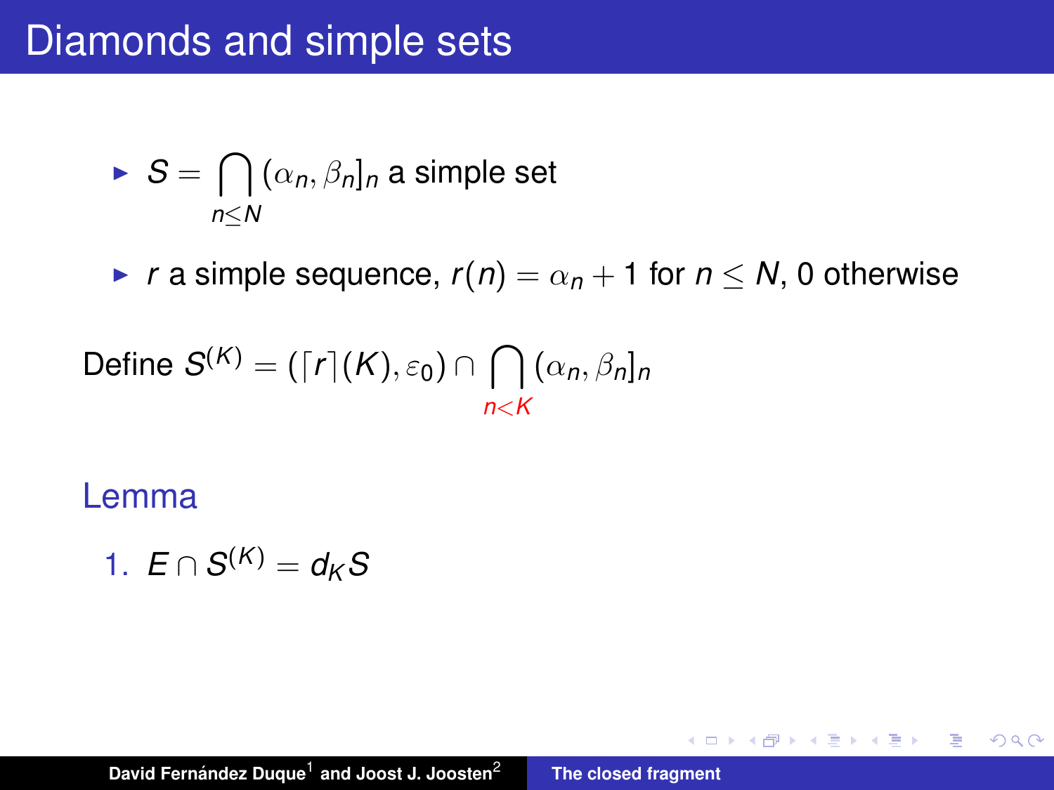# Diamonds and simple sets

- $S = \bigcap_{n \leq N} (\alpha_n, \beta_n]_n$ a simple set
- $r$ a simple sequence, $r(n) = \alpha_n + 1$ for $n \leq N$, 0 otherwise

Define $S^{(K)} = (\lceil r \rceil(K), \varepsilon_0) \cap \bigcap_{n<K} (\alpha_n, \beta_n]_n$

## Lemma

1. $E \cap S^{(K)} = d_K S$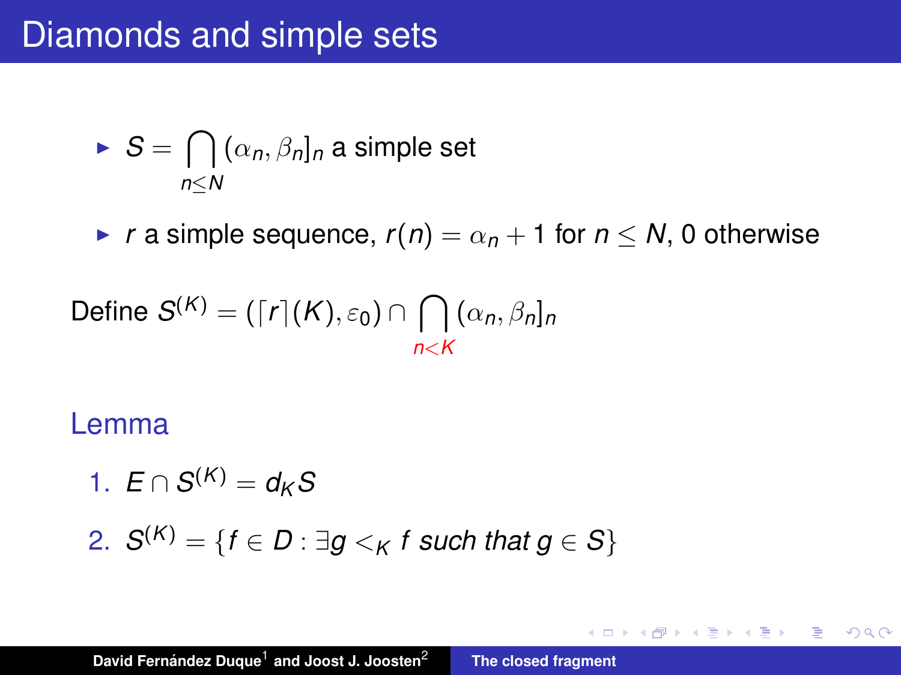# Diamonds and simple sets

- $S = \bigcap_{n \leq N} (\alpha_n, \beta_n]_n$ a simple set
- $r$ a simple sequence, $r(n) = \alpha_n + 1$ for $n \leq N$, 0 otherwise

Define $S^{(K)} = (\lceil r \rceil(K), \varepsilon_0) \cap \bigcap_{n<K} (\alpha_n, \beta_n]_n$

## Lemma

1. $E \cap S^{(K)} = d_K S$
2. $S^{(K)} = \{f \in D : \exists g <_K f \textit{ such that } g \in S\}$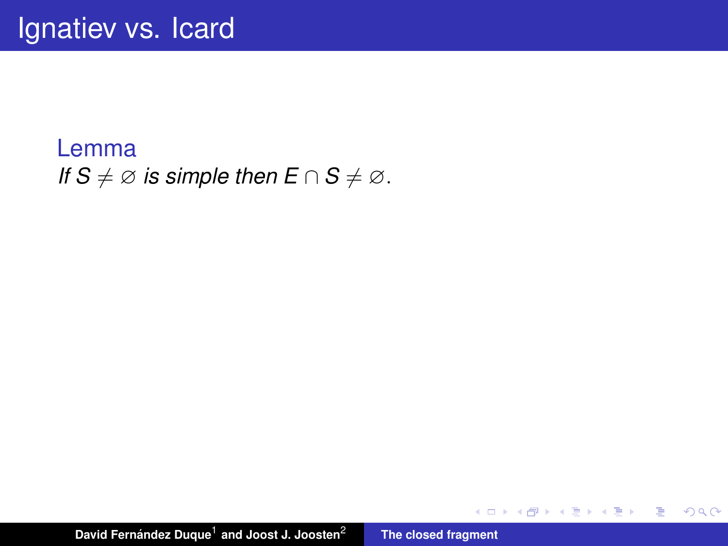# Ignatiev vs. Icard

**Lemma**

*If $S \neq \varnothing$ is simple then $E \cap S \neq \varnothing$.*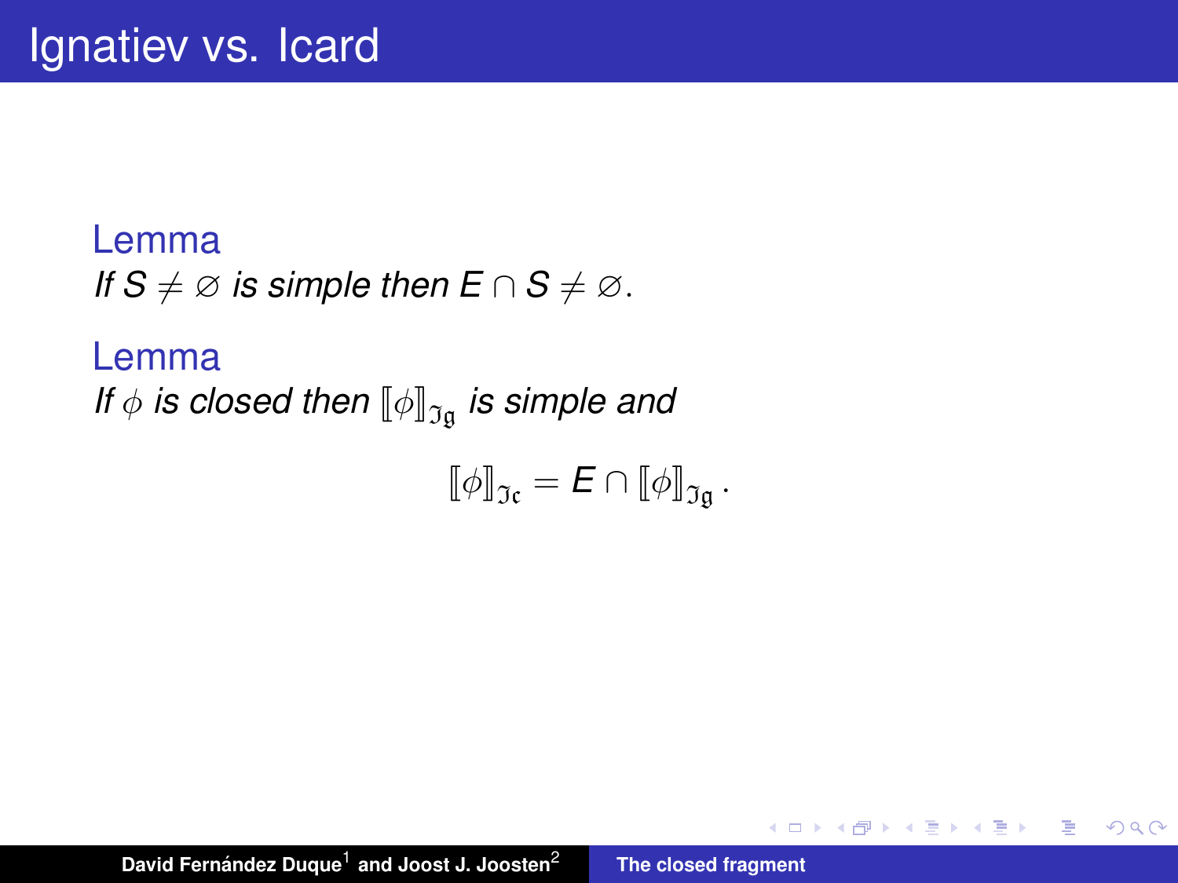# Ignatiev vs. Icard

**Lemma**

*If $S \neq \varnothing$ is simple then $E \cap S \neq \varnothing$.*

**Lemma**

*If $\phi$ is closed then $[\![\phi]\!]_{\mathfrak{Ig}}$ is simple and*

$$[\![\phi]\!]_{\mathfrak{Ic}} = E \cap [\![\phi]\!]_{\mathfrak{Ig}} .$$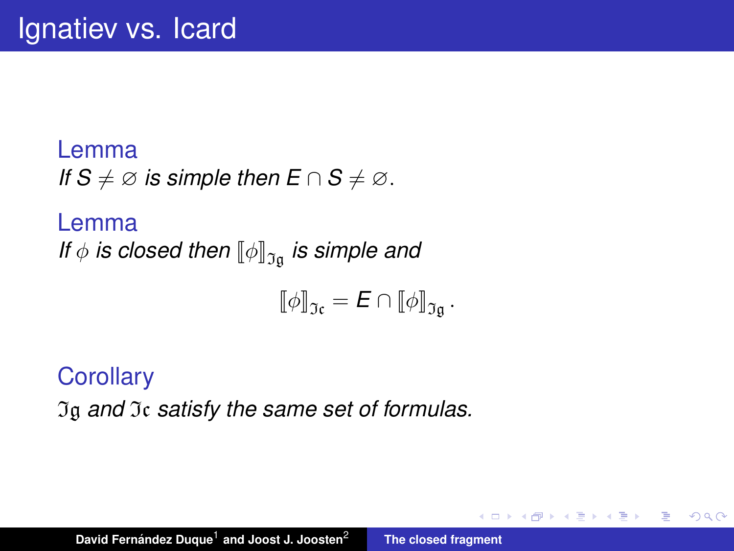# Ignatiev vs. Icard

**Lemma**

*If $S \neq \varnothing$ is simple then $E \cap S \neq \varnothing$.*

**Lemma**

*If $\phi$ is closed then $\llbracket \phi \rrbracket_{\mathfrak{Ig}}$ is simple and*

$$\llbracket \phi \rrbracket_{\mathfrak{Ic}} = E \cap \llbracket \phi \rrbracket_{\mathfrak{Ig}} .$$

**Corollary**

*$\mathfrak{Ig}$ and $\mathfrak{Ic}$ satisfy the same set of formulas.*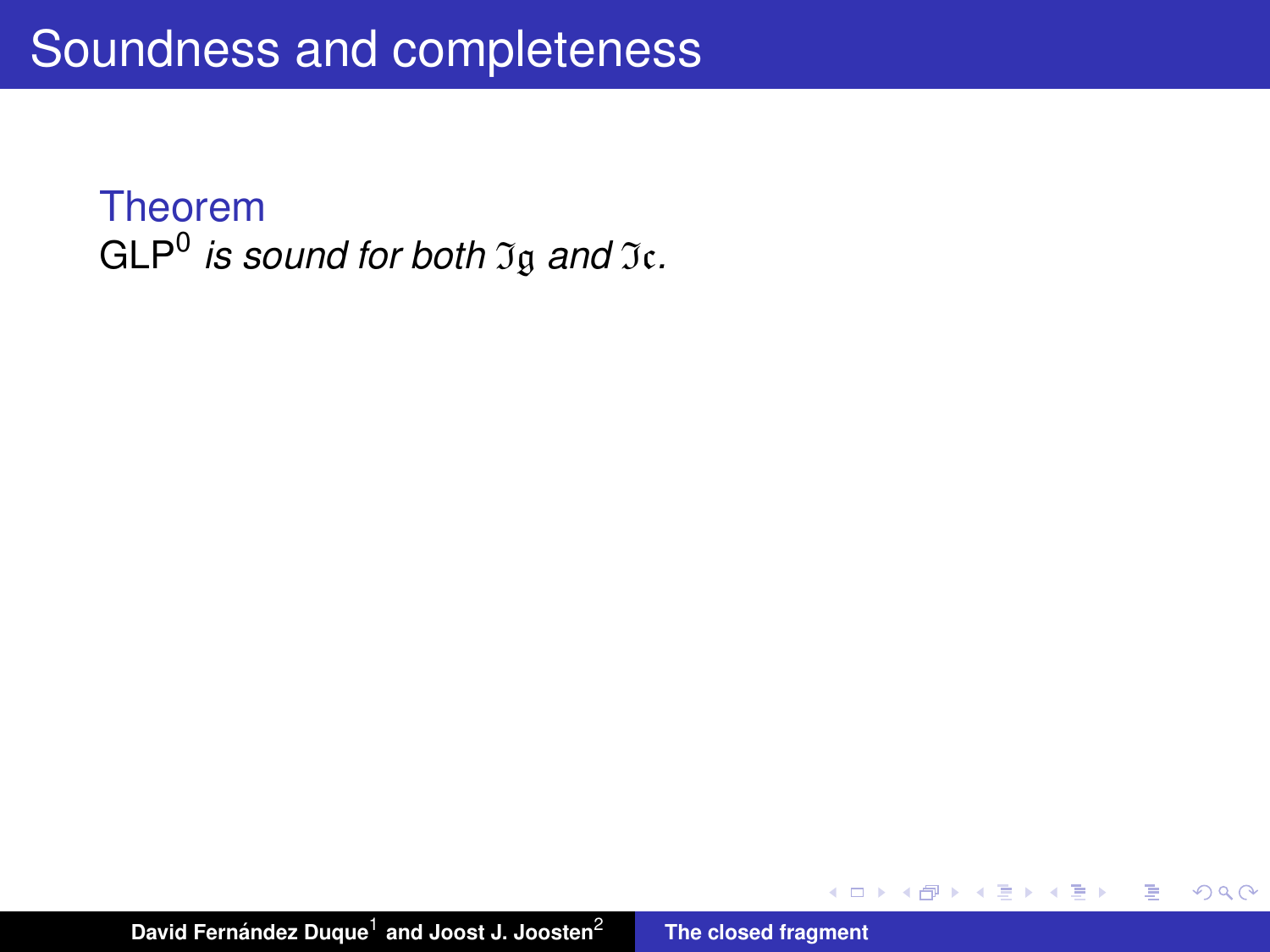# Soundness and completeness

**Theorem**

$\mathsf{GLP}^0$ *is sound for both* $\mathfrak{Ig}$ *and* $\mathfrak{Ic}$*.*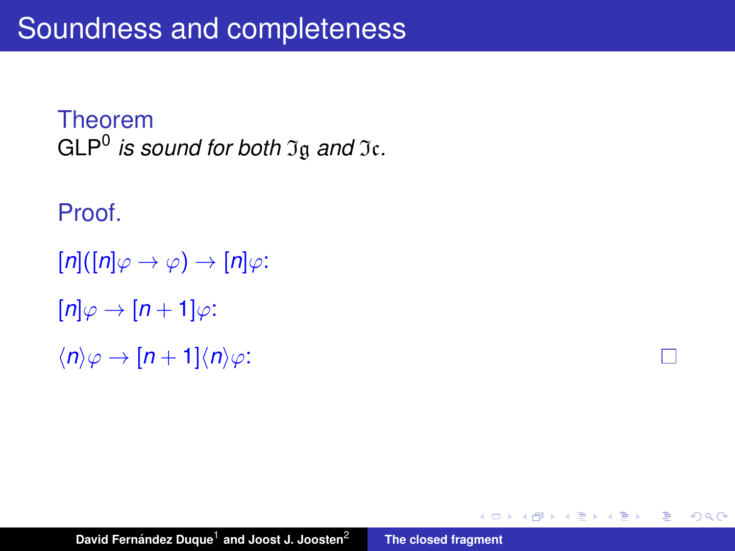# Soundness and completeness

**Theorem**

$\mathsf{GLP}^0$ *is sound for both* $\mathfrak{Ig}$ *and* $\mathfrak{Ic}$*.*

**Proof.**

$[n]([n]\varphi \to \varphi) \to [n]\varphi$:

$[n]\varphi \to [n+1]\varphi$:

$\langle n\rangle\varphi \to [n+1]\langle n\rangle\varphi$: □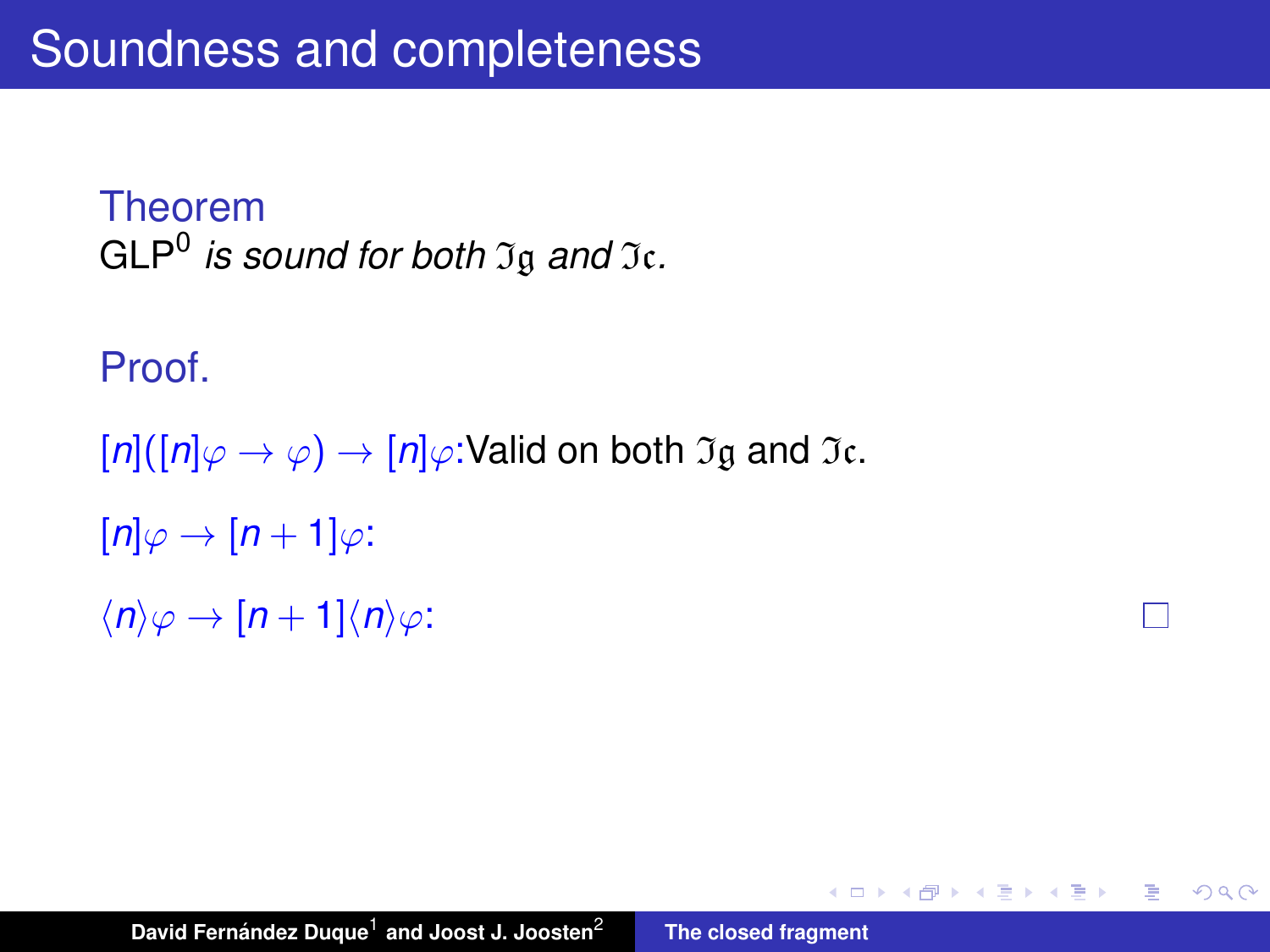# Soundness and completeness

**Theorem**

$\mathrm{GLP}^0$ *is sound for both* $\mathfrak{Ig}$ *and* $\mathfrak{Ic}$*.*

**Proof.**

$[n]([n]\varphi \to \varphi) \to [n]\varphi$: Valid on both $\mathfrak{Ig}$ and $\mathfrak{Ic}$.

$[n]\varphi \to [n+1]\varphi$:

$\langle n\rangle\varphi \to [n+1]\langle n\rangle\varphi$: $\square$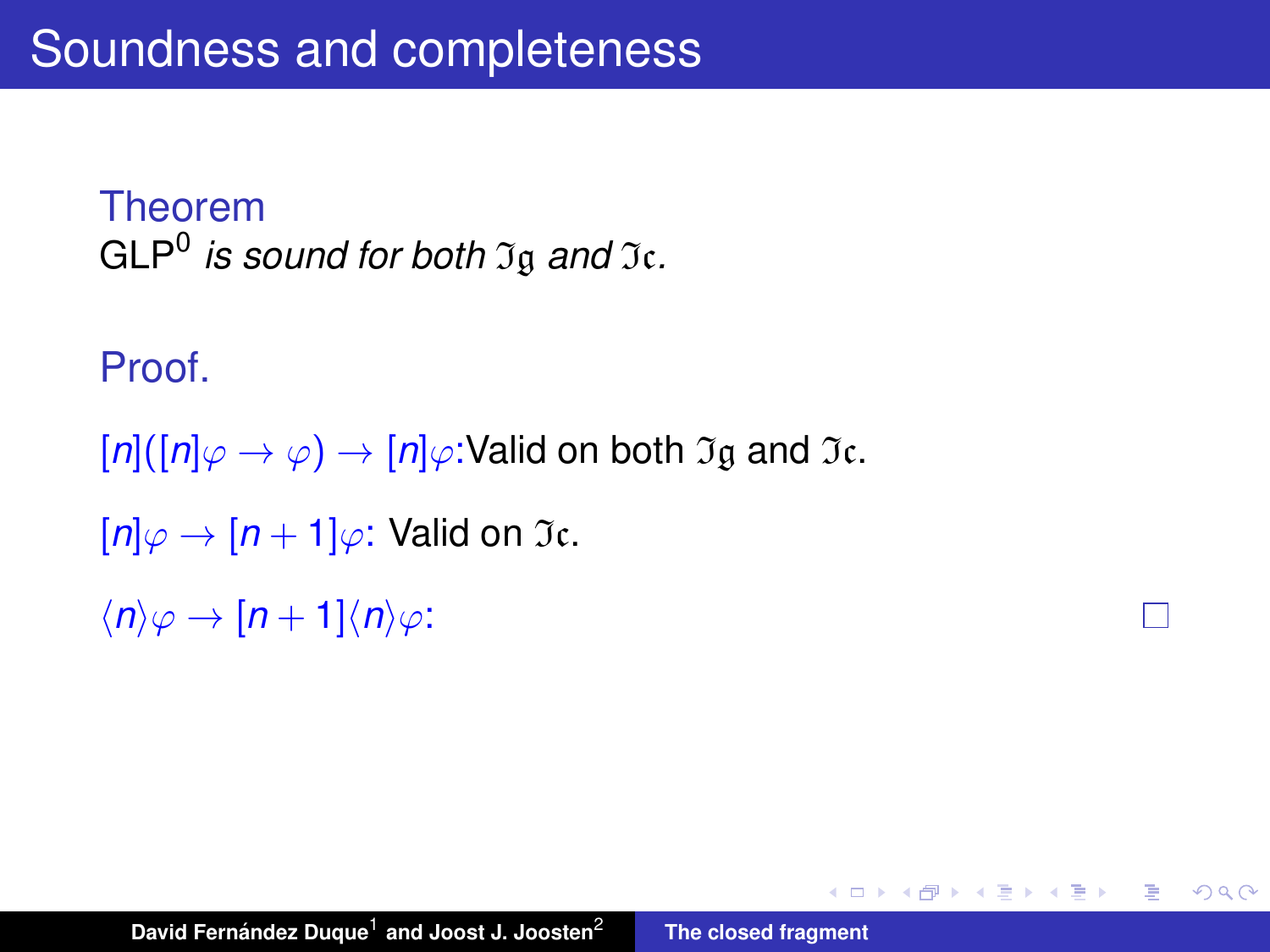# Soundness and completeness

**Theorem**

GLP$^0$ *is sound for both* $\mathfrak{Ig}$ *and* $\mathfrak{Ic}$.

**Proof.**

$[n]([n]\varphi \to \varphi) \to [n]\varphi$: Valid on both $\mathfrak{Ig}$ and $\mathfrak{Ic}$.

$[n]\varphi \to [n+1]\varphi$: Valid on $\mathfrak{Ic}$.

$\langle n \rangle \varphi \to [n+1]\langle n \rangle \varphi$: □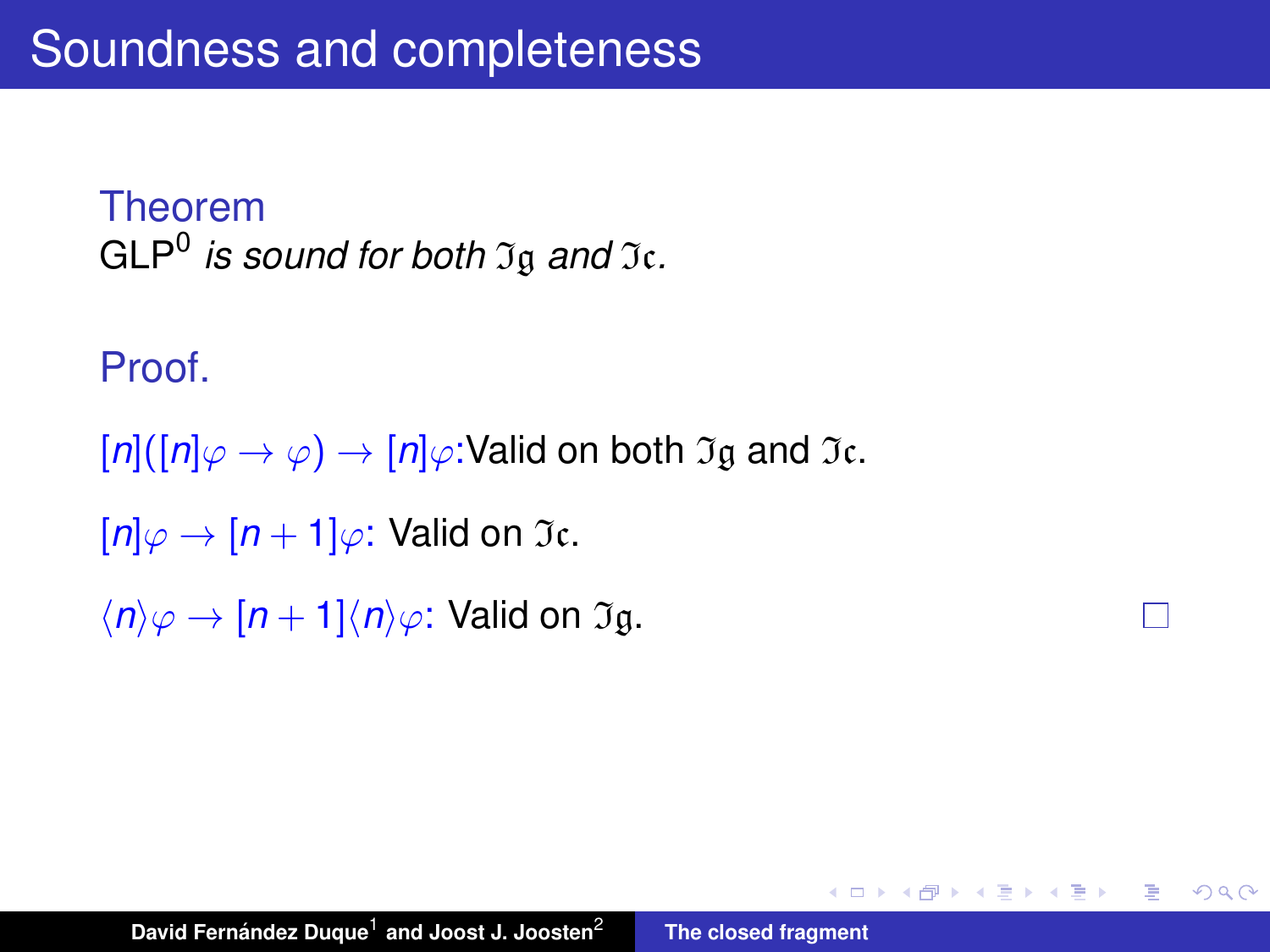# Soundness and completeness

**Theorem**

$\mathrm{GLP}^0$ *is sound for both* $\mathfrak{I}\mathfrak{g}$ *and* $\mathfrak{I}\mathfrak{c}$*.*

**Proof.**

$[n]([n]\varphi \to \varphi) \to [n]\varphi$: Valid on both $\mathfrak{I}\mathfrak{g}$ and $\mathfrak{I}\mathfrak{c}$.

$[n]\varphi \to [n+1]\varphi$: Valid on $\mathfrak{I}\mathfrak{c}$.

$\langle n\rangle\varphi \to [n+1]\langle n\rangle\varphi$: Valid on $\mathfrak{I}\mathfrak{g}$. □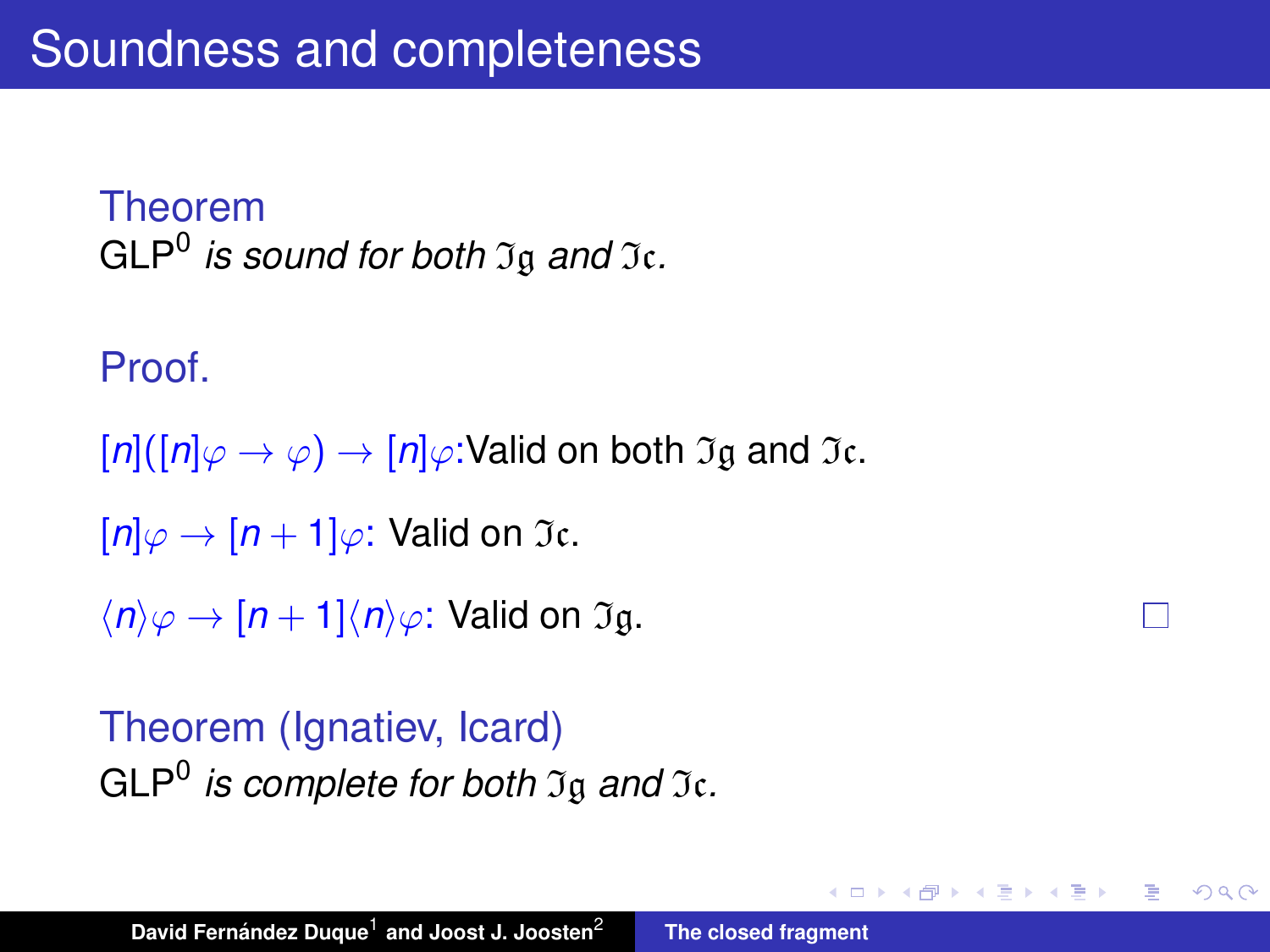# Soundness and completeness

**Theorem**
$\mathsf{GLP}^0$ *is sound for both* $\mathfrak{Ig}$ *and* $\mathfrak{Ic}$.

**Proof.**

$[n]([n]\varphi \to \varphi) \to [n]\varphi$: Valid on both $\mathfrak{Ig}$ and $\mathfrak{Ic}$.

$[n]\varphi \to [n+1]\varphi$: Valid on $\mathfrak{Ic}$.

$\langle n\rangle\varphi \to [n+1]\langle n\rangle\varphi$: Valid on $\mathfrak{Ig}$. □

**Theorem (Ignatiev, Icard)**
$\mathsf{GLP}^0$ *is complete for both* $\mathfrak{Ig}$ *and* $\mathfrak{Ic}$.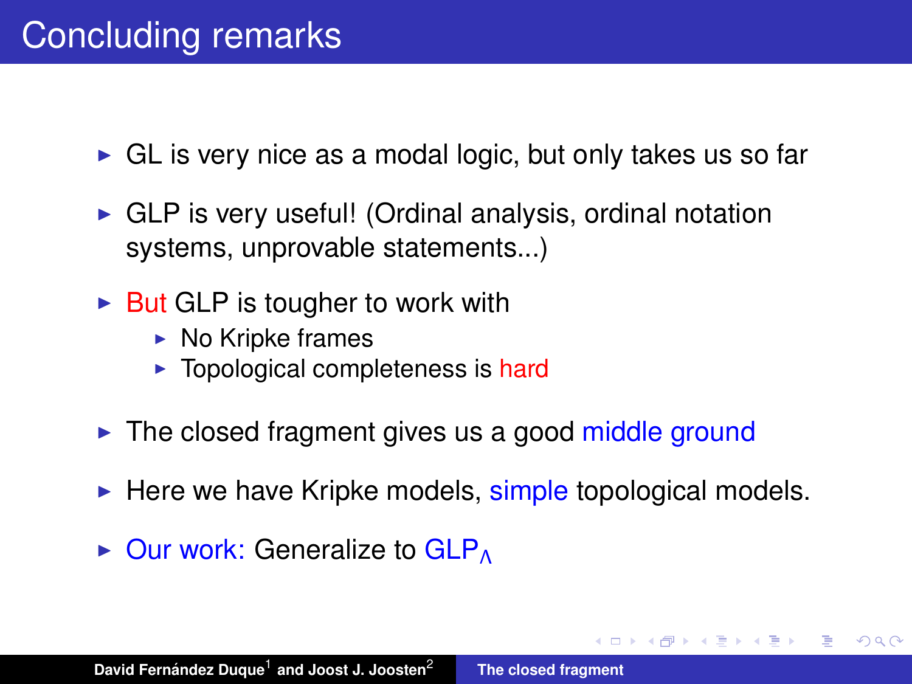# Concluding remarks

- GL is very nice as a modal logic, but only takes us so far
- GLP is very useful! (Ordinal analysis, ordinal notation systems, unprovable statements...)
- But GLP is tougher to work with
  - No Kripke frames
  - Topological completeness is hard
- The closed fragment gives us a good middle ground
- Here we have Kripke models, simple topological models.
- Our work: Generalize to $\mathrm{GLP}_\Lambda$